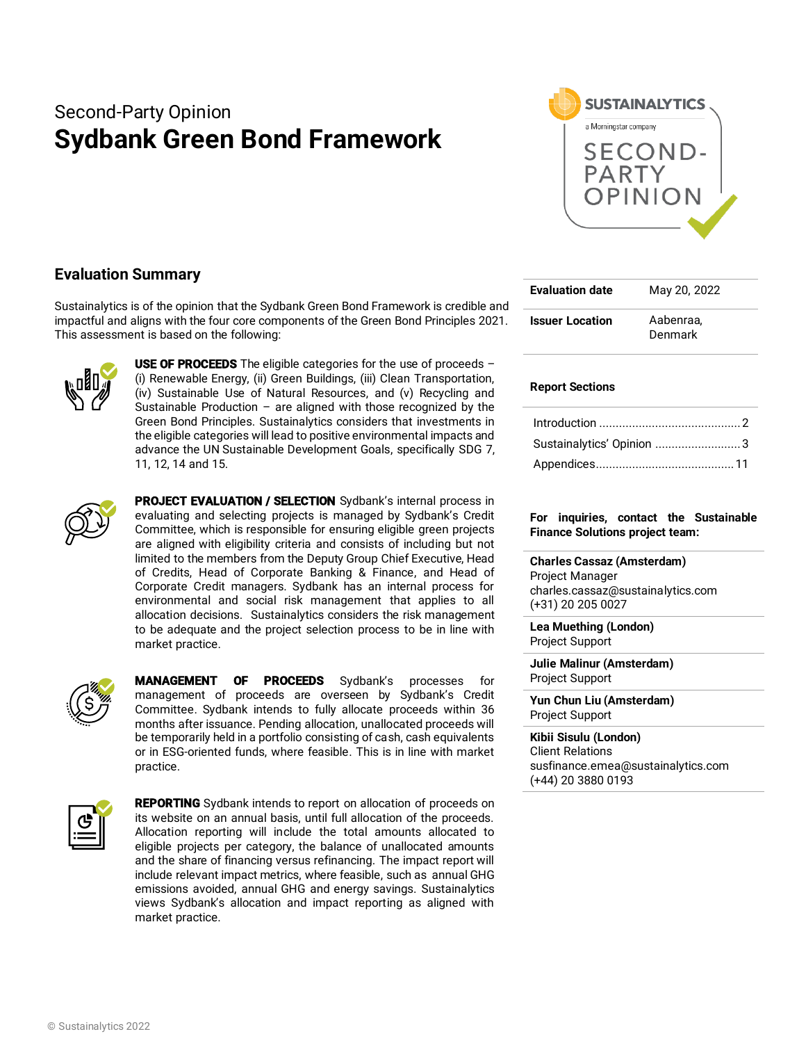Second-Party Opinion

# Sydbank Green Bond Framework

## Evaluation Summary

Sustainalytics is of the opinion that the Sydbank Green Bond Framework is credible and impactful and aligns with the four core components of the Green Bond Principles 2021. This assessment is based on the following:

**USE OF PROCEEDS** The eligible categories for the use of proceeds – (i) Renewable Energy, (ii) Green Buildings, (iii) Clean Transportation, (iv) Sustainable Use of Natural Resources, and (v) Recycling and Sustainable Production – are aligned with those recognized by the Green Bond Principles. Sustainalytics considers that investments in the eligible categories will lead to positive environmental impacts and advance the UN Sustainable Development Goals, specifically SDG 7, 11, 12, 14 and 15.

**PROJECT EVALUATION / SELECTION** Sydbank's internal process in evaluating and selecting projects is managed by Sydbank's Credit Committee, which is responsible for ensuring eligible green projects are aligned with eligibility criteria and consists of including but not limited to the members from the Deputy Group Chief Executive, Head of Credits, Head of Corporate Banking & Finance, and Head of Corporate Credit managers. Sydbank has an internal process for environmental and social risk management that applies to all allocation decisions. Sustainalytics considers the risk management to be adequate and the project selection process to be in line with market practice.

**MANAGEMENT OF PROCEEDS** Sydbank's processes for management of proceeds are overseen by Sydbank's Credit Committee. Sydbank intends to fully allocate proceeds within 36 months after issuance. Pending allocation, unallocated proceeds will be temporarily held in a portfolio consisting of cash, cash equivalents or in ESG-oriented funds, where feasible. This is in line with market practice.

**REPORTING** Sydbank intends to report on allocation of proceeds on its website on an annual basis, until full allocation of the proceeds. Allocation reporting will include the total amounts allocated to eligible projects per category, the balance of unallocated amounts and the share of financing versus refinancing. The impact report will include relevant impact metrics, where feasible, such as annual GHG emissions avoided, annual GHG and energy savings. Sustainalytics views Sydbank's allocation and impact reporting as aligned with market practice.

| | |
|---|---|
| **Evaluation date** | May 20, 2022 |
| **Issuer Location** | Aabenraa, Denmark |

**Report Sections**

Introduction .......... 2
Sustainalytics' Opinion .......... 3
Appendices .......... 11

**For inquiries, contact the Sustainable Finance Solutions project team:**

**Charles Cassaz (Amsterdam)**
Project Manager
charles.cassaz@sustainalytics.com
(+31) 20 205 0027

**Lea Muething (London)**
Project Support

**Julie Malinur (Amsterdam)**
Project Support

**Yun Chun Liu (Amsterdam)**
Project Support

**Kibii Sisulu (London)**
Client Relations
susfinance.emea@sustainalytics.com
(+44) 20 3880 0193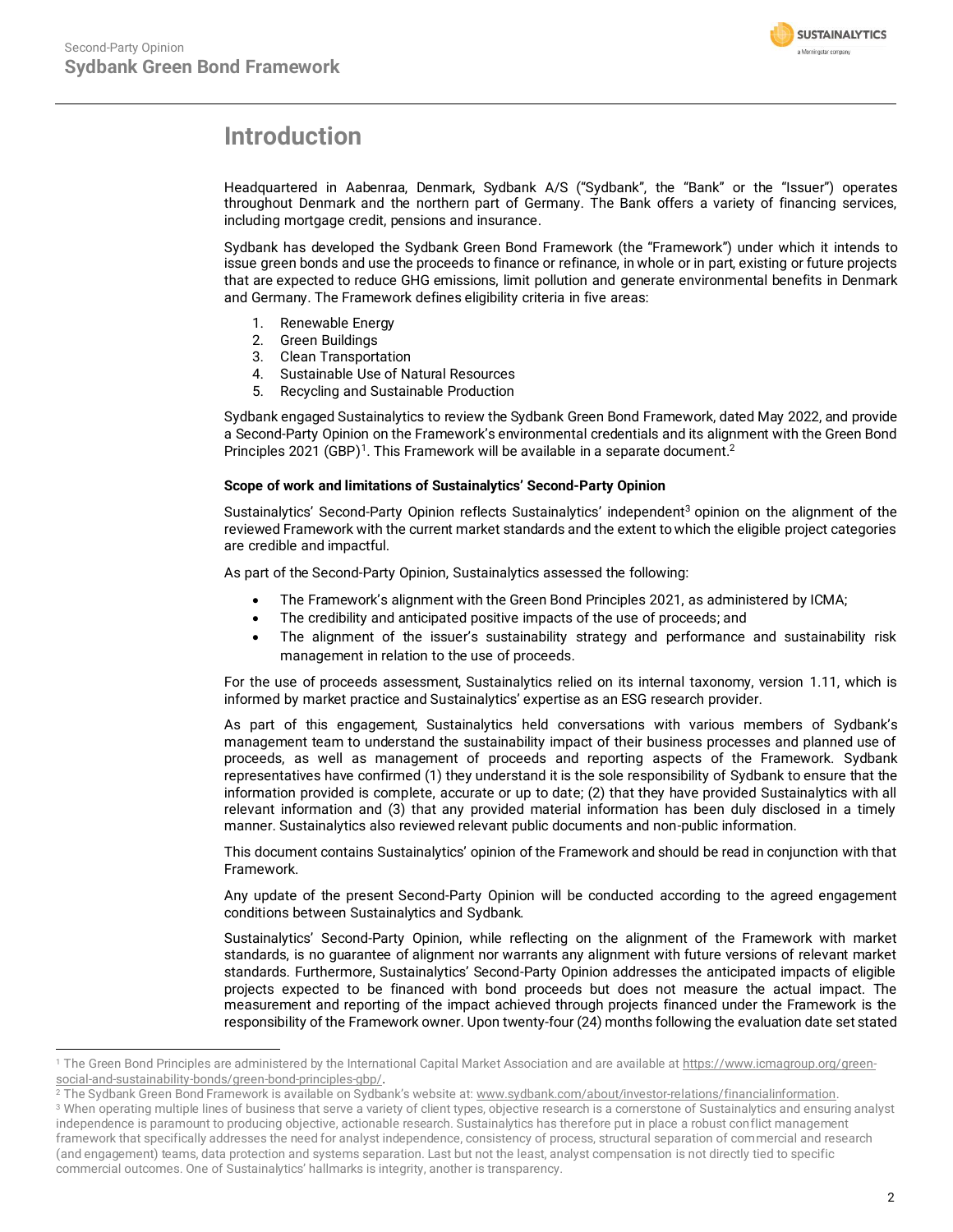# Introduction

Headquartered in Aabenraa, Denmark, Sydbank A/S ("Sydbank", the "Bank" or the "Issuer") operates throughout Denmark and the northern part of Germany. The Bank offers a variety of financing services, including mortgage credit, pensions and insurance.

Sydbank has developed the Sydbank Green Bond Framework (the "Framework") under which it intends to issue green bonds and use the proceeds to finance or refinance, in whole or in part, existing or future projects that are expected to reduce GHG emissions, limit pollution and generate environmental benefits in Denmark and Germany. The Framework defines eligibility criteria in five areas:

1. Renewable Energy
2. Green Buildings
3. Clean Transportation
4. Sustainable Use of Natural Resources
5. Recycling and Sustainable Production

Sydbank engaged Sustainalytics to review the Sydbank Green Bond Framework, dated May 2022, and provide a Second-Party Opinion on the Framework's environmental credentials and its alignment with the Green Bond Principles 2021 (GBP)[1]. This Framework will be available in a separate document.[2]

**Scope of work and limitations of Sustainalytics' Second-Party Opinion**

Sustainalytics' Second-Party Opinion reflects Sustainalytics' independent[3] opinion on the alignment of the reviewed Framework with the current market standards and the extent to which the eligible project categories are credible and impactful.

As part of the Second-Party Opinion, Sustainalytics assessed the following:

- The Framework's alignment with the Green Bond Principles 2021, as administered by ICMA;
- The credibility and anticipated positive impacts of the use of proceeds; and
- The alignment of the issuer's sustainability strategy and performance and sustainability risk management in relation to the use of proceeds.

For the use of proceeds assessment, Sustainalytics relied on its internal taxonomy, version 1.11, which is informed by market practice and Sustainalytics' expertise as an ESG research provider.

As part of this engagement, Sustainalytics held conversations with various members of Sydbank's management team to understand the sustainability impact of their business processes and planned use of proceeds, as well as management of proceeds and reporting aspects of the Framework. Sydbank representatives have confirmed (1) they understand it is the sole responsibility of Sydbank to ensure that the information provided is complete, accurate or up to date; (2) that they have provided Sustainalytics with all relevant information and (3) that any provided material information has been duly disclosed in a timely manner. Sustainalytics also reviewed relevant public documents and non-public information.

This document contains Sustainalytics' opinion of the Framework and should be read in conjunction with that Framework.

Any update of the present Second-Party Opinion will be conducted according to the agreed engagement conditions between Sustainalytics and Sydbank.

Sustainalytics' Second-Party Opinion, while reflecting on the alignment of the Framework with market standards, is no guarantee of alignment nor warrants any alignment with future versions of relevant market standards. Furthermore, Sustainalytics' Second-Party Opinion addresses the anticipated impacts of eligible projects expected to be financed with bond proceeds but does not measure the actual impact. The measurement and reporting of the impact achieved through projects financed under the Framework is the responsibility of the Framework owner. Upon twenty-four (24) months following the evaluation date set stated

---

[1] The Green Bond Principles are administered by the International Capital Market Association and are available at https://www.icmagroup.org/green-social-and-sustainability-bonds/green-bond-principles-gbp/.

[2] The Sydbank Green Bond Framework is available on Sydbank's website at: www.sydbank.com/about/investor-relations/financialinformation.

[3] When operating multiple lines of business that serve a variety of client types, objective research is a cornerstone of Sustainalytics and ensuring analyst independence is paramount to producing objective, actionable research. Sustainalytics has therefore put in place a robust conflict management framework that specifically addresses the need for analyst independence, consistency of process, structural separation of commercial and research (and engagement) teams, data protection and systems separation. Last but not the least, analyst compensation is not directly tied to specific commercial outcomes. One of Sustainalytics' hallmarks is integrity, another is transparency.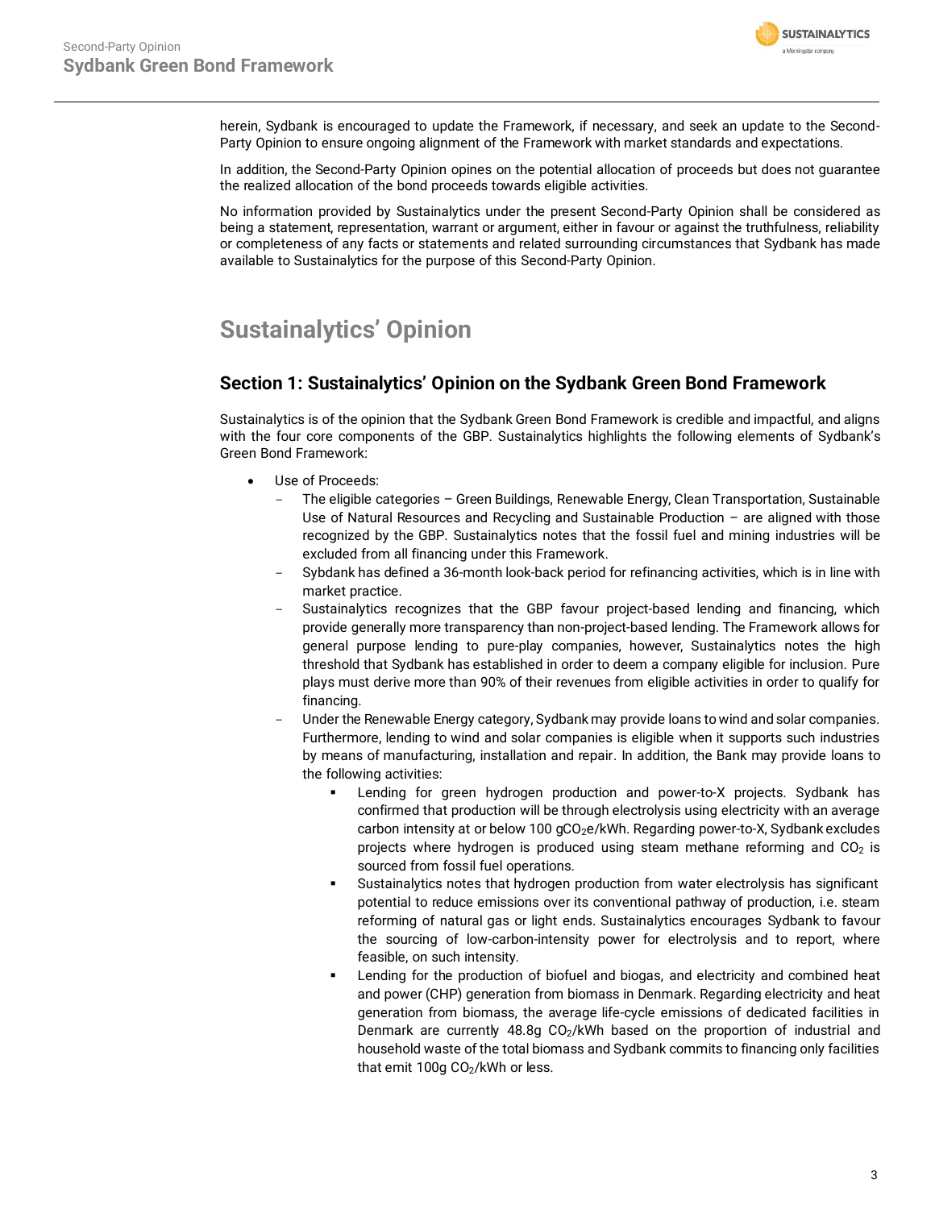herein, Sydbank is encouraged to update the Framework, if necessary, and seek an update to the Second-Party Opinion to ensure ongoing alignment of the Framework with market standards and expectations.

In addition, the Second-Party Opinion opines on the potential allocation of proceeds but does not guarantee the realized allocation of the bond proceeds towards eligible activities.

No information provided by Sustainalytics under the present Second-Party Opinion shall be considered as being a statement, representation, warrant or argument, either in favour or against the truthfulness, reliability or completeness of any facts or statements and related surrounding circumstances that Sydbank has made available to Sustainalytics for the purpose of this Second-Party Opinion.

# Sustainalytics' Opinion

## Section 1: Sustainalytics' Opinion on the Sydbank Green Bond Framework

Sustainalytics is of the opinion that the Sydbank Green Bond Framework is credible and impactful, and aligns with the four core components of the GBP. Sustainalytics highlights the following elements of Sydbank's Green Bond Framework:

- Use of Proceeds:
  - The eligible categories – Green Buildings, Renewable Energy, Clean Transportation, Sustainable Use of Natural Resources and Recycling and Sustainable Production – are aligned with those recognized by the GBP. Sustainalytics notes that the fossil fuel and mining industries will be excluded from all financing under this Framework.
  - Sydbank has defined a 36-month look-back period for refinancing activities, which is in line with market practice.
  - Sustainalytics recognizes that the GBP favour project-based lending and financing, which provide generally more transparency than non-project-based lending. The Framework allows for general purpose lending to pure-play companies, however, Sustainalytics notes the high threshold that Sydbank has established in order to deem a company eligible for inclusion. Pure plays must derive more than 90% of their revenues from eligible activities in order to qualify for financing.
  - Under the Renewable Energy category, Sydbank may provide loans to wind and solar companies. Furthermore, lending to wind and solar companies is eligible when it supports such industries by means of manufacturing, installation and repair. In addition, the Bank may provide loans to the following activities:
    - Lending for green hydrogen production and power-to-X projects. Sydbank has confirmed that production will be through electrolysis using electricity with an average carbon intensity at or below 100 $gCO_2e$/kWh. Regarding power-to-X, Sydbank excludes projects where hydrogen is produced using steam methane reforming and $CO_2$ is sourced from fossil fuel operations.
    - Sustainalytics notes that hydrogen production from water electrolysis has significant potential to reduce emissions over its conventional pathway of production, i.e. steam reforming of natural gas or light ends. Sustainalytics encourages Sydbank to favour the sourcing of low-carbon-intensity power for electrolysis and to report, where feasible, on such intensity.
    - Lending for the production of biofuel and biogas, and electricity and combined heat and power (CHP) generation from biomass in Denmark. Regarding electricity and heat generation from biomass, the average life-cycle emissions of dedicated facilities in Denmark are currently 48.8g $CO_2$/kWh based on the proportion of industrial and household waste of the total biomass and Sydbank commits to financing only facilities that emit 100g $CO_2$/kWh or less.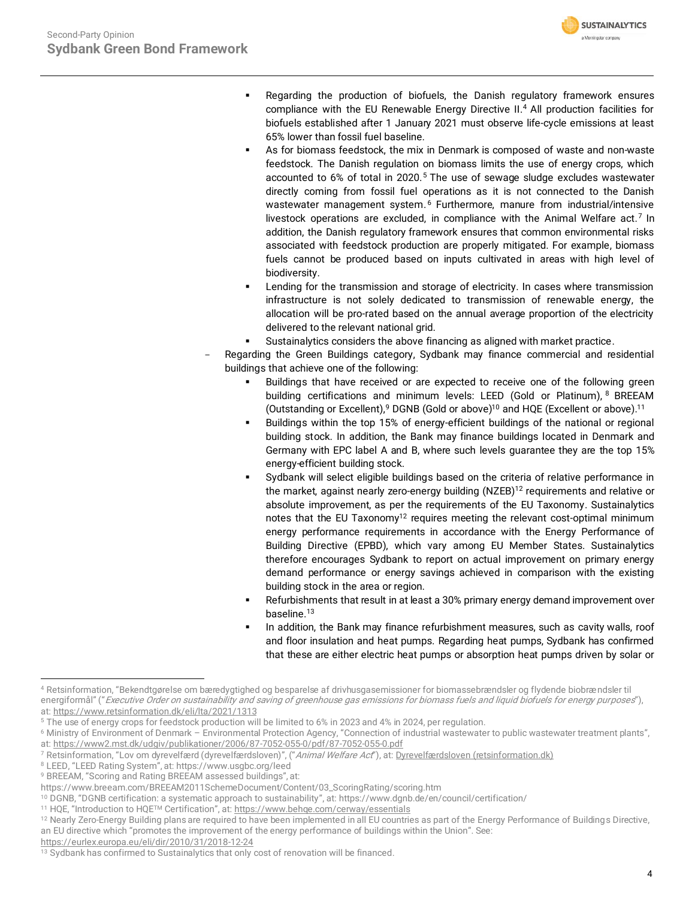- Regarding the production of biofuels, the Danish regulatory framework ensures compliance with the EU Renewable Energy Directive II.[4] All production facilities for biofuels established after 1 January 2021 must observe life-cycle emissions at least 65% lower than fossil fuel baseline.
    - As for biomass feedstock, the mix in Denmark is composed of waste and non-waste feedstock. The Danish regulation on biomass limits the use of energy crops, which accounted to 6% of total in 2020.[5] The use of sewage sludge excludes wastewater directly coming from fossil fuel operations as it is not connected to the Danish wastewater management system.[6] Furthermore, manure from industrial/intensive livestock operations are excluded, in compliance with the Animal Welfare act.[7] In addition, the Danish regulatory framework ensures that common environmental risks associated with feedstock production are properly mitigated. For example, biomass fuels cannot be produced based on inputs cultivated in areas with high level of biodiversity.
    - Lending for the transmission and storage of electricity. In cases where transmission infrastructure is not solely dedicated to transmission of renewable energy, the allocation will be pro-rated based on the annual average proportion of the electricity delivered to the relevant national grid.
    - Sustainalytics considers the above financing as aligned with market practice.
- Regarding the Green Buildings category, Sydbank may finance commercial and residential buildings that achieve one of the following:
    - Buildings that have received or are expected to receive one of the following green building certifications and minimum levels: LEED (Gold or Platinum),[8] BREEAM (Outstanding or Excellent),[9] DGNB (Gold or above)[10] and HQE (Excellent or above).[11]
    - Buildings within the top 15% of energy-efficient buildings of the national or regional building stock. In addition, the Bank may finance buildings located in Denmark and Germany with EPC label A and B, where such levels guarantee they are the top 15% energy-efficient building stock.
    - Sydbank will select eligible buildings based on the criteria of relative performance in the market, against nearly zero-energy building (NZEB)[12] requirements and relative or absolute improvement, as per the requirements of the EU Taxonomy. Sustainalytics notes that the EU Taxonomy[12] requires meeting the relevant cost-optimal minimum energy performance requirements in accordance with the Energy Performance of Building Directive (EPBD), which vary among EU Member States. Sustainalytics therefore encourages Sydbank to report on actual improvement on primary energy demand performance or energy savings achieved in comparison with the existing building stock in the area or region.
    - Refurbishments that result in at least a 30% primary energy demand improvement over baseline.[13]
    - In addition, the Bank may finance refurbishment measures, such as cavity walls, roof and floor insulation and heat pumps. Regarding heat pumps, Sydbank has confirmed that these are either electric heat pumps or absorption heat pumps driven by solar or

---

[4] Retsinformation, "Bekendtgørelse om bæredygtighed og besparelse af drivhusgasemissioner for biomassebrændsler og flydende biobrændsler til energiformål" ("*Executive Order on sustainability and saving of greenhouse gas emissions for biomass fuels and liquid biofuels for energy purposes*"), at: https://www.retsinformation.dk/eli/lta/2021/1313

[5] The use of energy crops for feedstock production will be limited to 6% in 2023 and 4% in 2024, per regulation.

[6] Ministry of Environment of Denmark – Environmental Protection Agency, "Connection of industrial wastewater to public wastewater treatment plants", at: https://www2.mst.dk/udgiv/publikationer/2006/87-7052-055-0/pdf/87-7052-055-0.pdf

[7] Retsinformation, "Lov om dyrevelfærd (dyrevelfærdsloven)", ("*Animal Welfare Act*"), at: Dyrevelfærdsloven (retsinformation.dk)

[8] LEED, "LEED Rating System", at: https://www.usgbc.org/leed

[9] BREEAM, "Scoring and Rating BREEAM assessed buildings", at: https://www.breeam.com/BREEAM2011SchemeDocument/Content/03_ScoringRating/scoring.htm

[10] DGNB, "DGNB certification: a systematic approach to sustainability", at: https://www.dgnb.de/en/council/certification/

[11] HQE, "Introduction to HQE™ Certification", at: https://www.behqe.com/cerway/essentials

[12] Nearly Zero-Energy Building plans are required to have been implemented in all EU countries as part of the Energy Performance of Buildings Directive, an EU directive which "promotes the improvement of the energy performance of buildings within the Union". See: https://eurlex.europa.eu/eli/dir/2010/31/2018-12-24

[13] Sydbank has confirmed to Sustainalytics that only cost of renovation will be financed.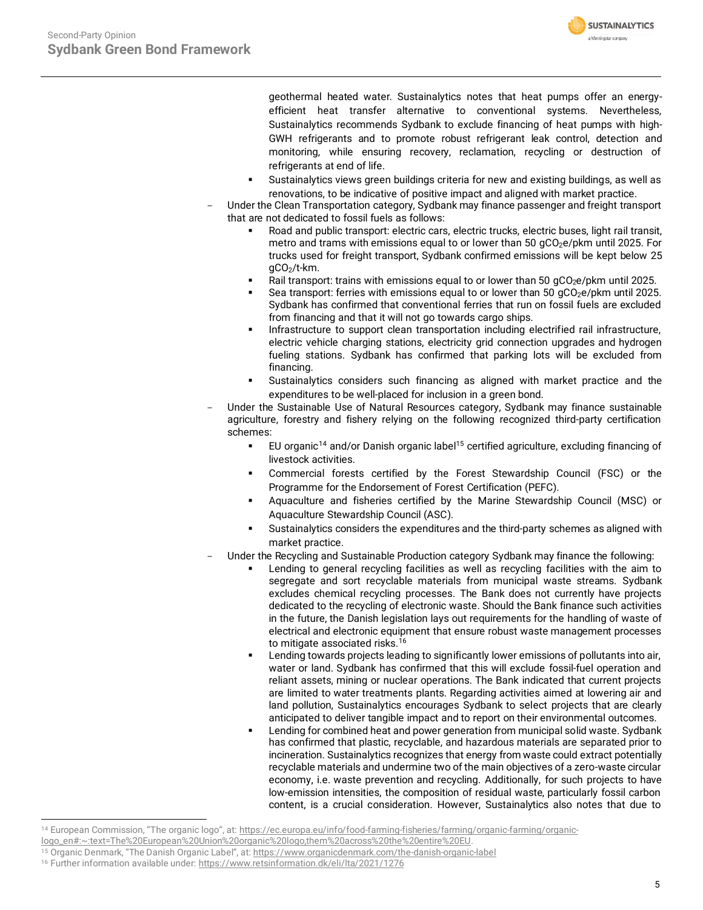geothermal heated water. Sustainalytics notes that heat pumps offer an energy-efficient heat transfer alternative to conventional systems. Nevertheless, Sustainalytics recommends Sydbank to exclude financing of heat pumps with high-GWH refrigerants and to promote robust refrigerant leak control, detection and monitoring, while ensuring recovery, reclamation, recycling or destruction of refrigerants at end of life.
  - Sustainalytics views green buildings criteria for new and existing buildings, as well as renovations, to be indicative of positive impact and aligned with market practice.
- Under the Clean Transportation category, Sydbank may finance passenger and freight transport that are not dedicated to fossil fuels as follows:
  - Road and public transport: electric cars, electric trucks, electric buses, light rail transit, metro and trams with emissions equal to or lower than 50 $gCO_2e$/pkm until 2025. For trucks used for freight transport, Sydbank confirmed emissions will be kept below 25 $gCO_2$/t-km.
  - Rail transport: trains with emissions equal to or lower than 50 $gCO_2e$/pkm until 2025.
  - Sea transport: ferries with emissions equal to or lower than 50 $gCO_2e$/pkm until 2025. Sydbank has confirmed that conventional ferries that run on fossil fuels are excluded from financing and that it will not go towards cargo ships.
  - Infrastructure to support clean transportation including electrified rail infrastructure, electric vehicle charging stations, electricity grid connection upgrades and hydrogen fueling stations. Sydbank has confirmed that parking lots will be excluded from financing.
  - Sustainalytics considers such financing as aligned with market practice and the expenditures to be well-placed for inclusion in a green bond.
- Under the Sustainable Use of Natural Resources category, Sydbank may finance sustainable agriculture, forestry and fishery relying on the following recognized third-party certification schemes:
  - EU organic[14] and/or Danish organic label[15] certified agriculture, excluding financing of livestock activities.
  - Commercial forests certified by the Forest Stewardship Council (FSC) or the Programme for the Endorsement of Forest Certification (PEFC).
  - Aquaculture and fisheries certified by the Marine Stewardship Council (MSC) or Aquaculture Stewardship Council (ASC).
  - Sustainalytics considers the expenditures and the third-party schemes as aligned with market practice.
- Under the Recycling and Sustainable Production category Sydbank may finance the following:
  - Lending to general recycling facilities as well as recycling facilities with the aim to segregate and sort recyclable materials from municipal waste streams. Sydbank excludes chemical recycling processes. The Bank does not currently have projects dedicated to the recycling of electronic waste. Should the Bank finance such activities in the future, the Danish legislation lays out requirements for the handling of waste of electrical and electronic equipment that ensure robust waste management processes to mitigate associated risks.[16]
  - Lending towards projects leading to significantly lower emissions of pollutants into air, water or land. Sydbank has confirmed that this will exclude fossil-fuel operation and reliant assets, mining or nuclear operations. The Bank indicated that current projects are limited to water treatments plants. Regarding activities aimed at lowering air and land pollution, Sustainalytics encourages Sydbank to select projects that are clearly anticipated to deliver tangible impact and to report on their environmental outcomes.
  - Lending for combined heat and power generation from municipal solid waste. Sydbank has confirmed that plastic, recyclable, and hazardous materials are separated prior to incineration. Sustainalytics recognizes that energy from waste could extract potentially recyclable materials and undermine two of the main objectives of a zero-waste circular economy, i.e. waste prevention and recycling. Additionally, for such projects to have low-emission intensities, the composition of residual waste, particularly fossil carbon content, is a crucial consideration. However, Sustainalytics also notes that due to

---

[14] European Commission, "The organic logo", at: https://ec.europa.eu/info/food-farming-fisheries/farming/organic-farming/organic-logo_en#:~:text=The%20European%20Union%20organic%20logo,them%20across%20the%20entire%20EU.

[15] Organic Denmark, "The Danish Organic Label", at: https://www.organicdenmark.com/the-danish-organic-label

[16] Further information available under: https://www.retsinformation.dk/eli/lta/2021/1276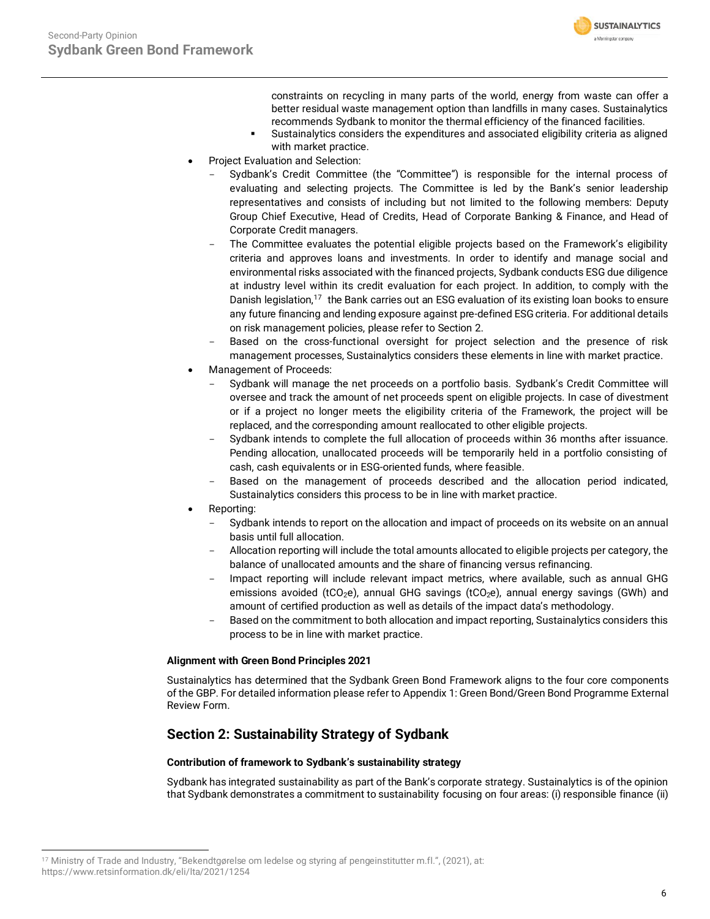constraints on recycling in many parts of the world, energy from waste can offer a better residual waste management option than landfills in many cases. Sustainalytics recommends Sydbank to monitor the thermal efficiency of the financed facilities.
    - Sustainalytics considers the expenditures and associated eligibility criteria as aligned with market practice.

- Project Evaluation and Selection:
  - Sydbank's Credit Committee (the "Committee") is responsible for the internal process of evaluating and selecting projects. The Committee is led by the Bank's senior leadership representatives and consists of including but not limited to the following members: Deputy Group Chief Executive, Head of Credits, Head of Corporate Banking & Finance, and Head of Corporate Credit managers.
  - The Committee evaluates the potential eligible projects based on the Framework's eligibility criteria and approves loans and investments. In order to identify and manage social and environmental risks associated with the financed projects, Sydbank conducts ESG due diligence at industry level within its credit evaluation for each project. In addition, to comply with the Danish legislation,[17] the Bank carries out an ESG evaluation of its existing loan books to ensure any future financing and lending exposure against pre-defined ESG criteria. For additional details on risk management policies, please refer to Section 2.
  - Based on the cross-functional oversight for project selection and the presence of risk management processes, Sustainalytics considers these elements in line with market practice.
- Management of Proceeds:
  - Sydbank will manage the net proceeds on a portfolio basis. Sydbank's Credit Committee will oversee and track the amount of net proceeds spent on eligible projects. In case of divestment or if a project no longer meets the eligibility criteria of the Framework, the project will be replaced, and the corresponding amount reallocated to other eligible projects.
  - Sydbank intends to complete the full allocation of proceeds within 36 months after issuance. Pending allocation, unallocated proceeds will be temporarily held in a portfolio consisting of cash, cash equivalents or in ESG-oriented funds, where feasible.
  - Based on the management of proceeds described and the allocation period indicated, Sustainalytics considers this process to be in line with market practice.
- Reporting:
  - Sydbank intends to report on the allocation and impact of proceeds on its website on an annual basis until full allocation.
  - Allocation reporting will include the total amounts allocated to eligible projects per category, the balance of unallocated amounts and the share of financing versus refinancing.
  - Impact reporting will include relevant impact metrics, where available, such as annual GHG emissions avoided ($tCO_2e$), annual GHG savings ($tCO_2e$), annual energy savings (GWh) and amount of certified production as well as details of the impact data's methodology.
  - Based on the commitment to both allocation and impact reporting, Sustainalytics considers this process to be in line with market practice.

**Alignment with Green Bond Principles 2021**

Sustainalytics has determined that the Sydbank Green Bond Framework aligns to the four core components of the GBP. For detailed information please refer to Appendix 1: Green Bond/Green Bond Programme External Review Form.

## Section 2: Sustainability Strategy of Sydbank

**Contribution of framework to Sydbank's sustainability strategy**

Sydbank has integrated sustainability as part of the Bank's corporate strategy. Sustainalytics is of the opinion that Sydbank demonstrates a commitment to sustainability focusing on four areas: (i) responsible finance (ii)

[17] Ministry of Trade and Industry, "Bekendtgørelse om ledelse og styring af pengeinstitutter m.fl.", (2021), at: https://www.retsinformation.dk/eli/lta/2021/1254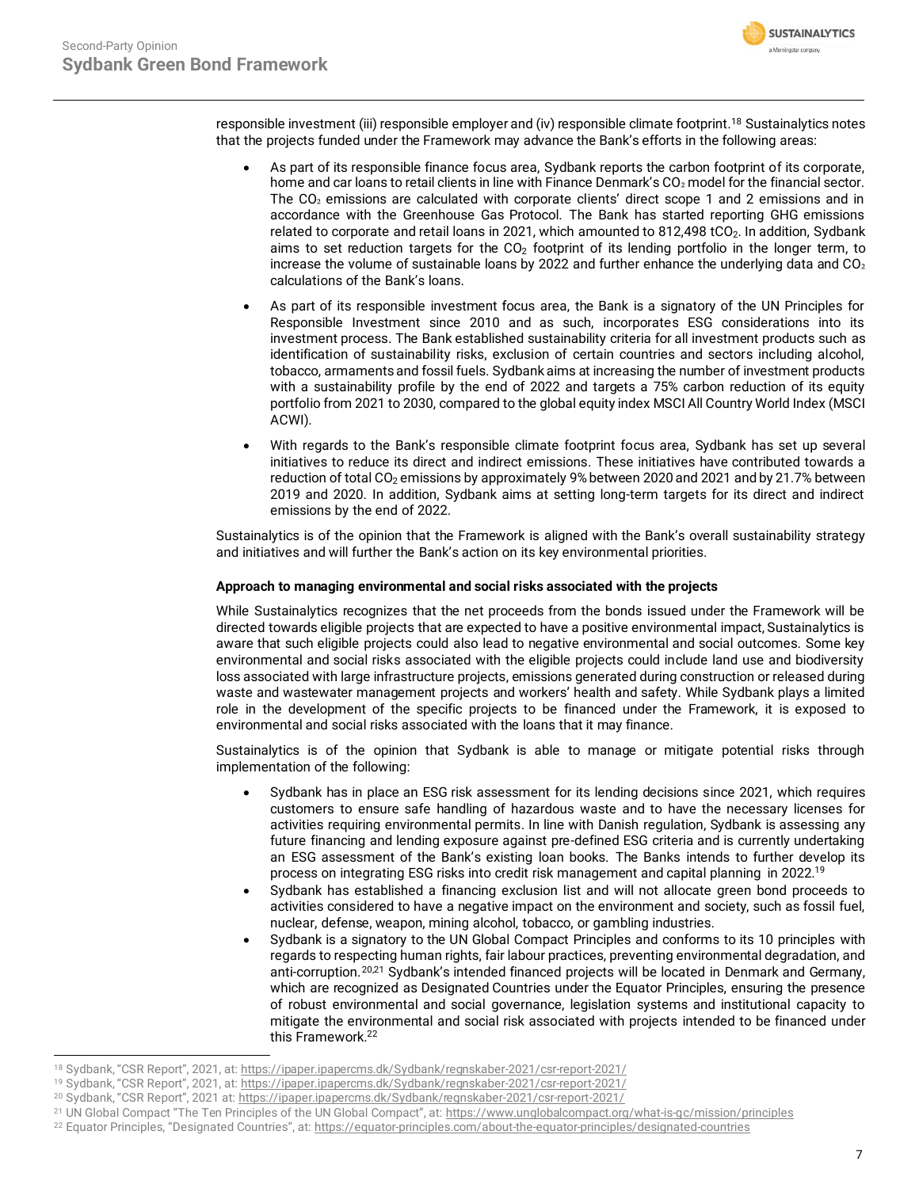responsible investment (iii) responsible employer and (iv) responsible climate footprint.[18] Sustainalytics notes that the projects funded under the Framework may advance the Bank's efforts in the following areas:

- As part of its responsible finance focus area, Sydbank reports the carbon footprint of its corporate, home and car loans to retail clients in line with Finance Denmark's $CO_2$ model for the financial sector. The $CO_2$ emissions are calculated with corporate clients' direct scope 1 and 2 emissions and in accordance with the Greenhouse Gas Protocol. The Bank has started reporting GHG emissions related to corporate and retail loans in 2021, which amounted to 812,498 $tCO_2$. In addition, Sydbank aims to set reduction targets for the $CO_2$ footprint of its lending portfolio in the longer term, to increase the volume of sustainable loans by 2022 and further enhance the underlying data and $CO_2$ calculations of the Bank's loans.
- As part of its responsible investment focus area, the Bank is a signatory of the UN Principles for Responsible Investment since 2010 and as such, incorporates ESG considerations into its investment process. The Bank established sustainability criteria for all investment products such as identification of sustainability risks, exclusion of certain countries and sectors including alcohol, tobacco, armaments and fossil fuels. Sydbank aims at increasing the number of investment products with a sustainability profile by the end of 2022 and targets a 75% carbon reduction of its equity portfolio from 2021 to 2030, compared to the global equity index MSCI All Country World Index (MSCI ACWI).
- With regards to the Bank's responsible climate footprint focus area, Sydbank has set up several initiatives to reduce its direct and indirect emissions. These initiatives have contributed towards a reduction of total $CO_2$ emissions by approximately 9% between 2020 and 2021 and by 21.7% between 2019 and 2020. In addition, Sydbank aims at setting long-term targets for its direct and indirect emissions by the end of 2022.

Sustainalytics is of the opinion that the Framework is aligned with the Bank's overall sustainability strategy and initiatives and will further the Bank's action on its key environmental priorities.

**Approach to managing environmental and social risks associated with the projects**

While Sustainalytics recognizes that the net proceeds from the bonds issued under the Framework will be directed towards eligible projects that are expected to have a positive environmental impact, Sustainalytics is aware that such eligible projects could also lead to negative environmental and social outcomes. Some key environmental and social risks associated with the eligible projects could include land use and biodiversity loss associated with large infrastructure projects, emissions generated during construction or released during waste and wastewater management projects and workers' health and safety. While Sydbank plays a limited role in the development of the specific projects to be financed under the Framework, it is exposed to environmental and social risks associated with the loans that it may finance.

Sustainalytics is of the opinion that Sydbank is able to manage or mitigate potential risks through implementation of the following:

- Sydbank has in place an ESG risk assessment for its lending decisions since 2021, which requires customers to ensure safe handling of hazardous waste and to have the necessary licenses for activities requiring environmental permits. In line with Danish regulation, Sydbank is assessing any future financing and lending exposure against pre-defined ESG criteria and is currently undertaking an ESG assessment of the Bank's existing loan books. The Banks intends to further develop its process on integrating ESG risks into credit risk management and capital planning in 2022.[19]
- Sydbank has established a financing exclusion list and will not allocate green bond proceeds to activities considered to have a negative impact on the environment and society, such as fossil fuel, nuclear, defense, weapon, mining alcohol, tobacco, or gambling industries.
- Sydbank is a signatory to the UN Global Compact Principles and conforms to its 10 principles with regards to respecting human rights, fair labour practices, preventing environmental degradation, and anti-corruption.[20,21] Sydbank's intended financed projects will be located in Denmark and Germany, which are recognized as Designated Countries under the Equator Principles, ensuring the presence of robust environmental and social governance, legislation systems and institutional capacity to mitigate the environmental and social risk associated with projects intended to be financed under this Framework.[22]

---

[18] Sydbank, "CSR Report", 2021, at: https://ipaper.ipapercms.dk/Sydbank/regnskaber-2021/csr-report-2021/

[19] Sydbank, "CSR Report", 2021, at: https://ipaper.ipapercms.dk/Sydbank/regnskaber-2021/csr-report-2021/

[20] Sydbank, "CSR Report", 2021 at: https://ipaper.ipapercms.dk/Sydbank/regnskaber-2021/csr-report-2021/

[21] UN Global Compact "The Ten Principles of the UN Global Compact", at: https://www.unglobalcompact.org/what-is-gc/mission/principles

[22] Equator Principles, "Designated Countries", at: https://equator-principles.com/about-the-equator-principles/designated-countries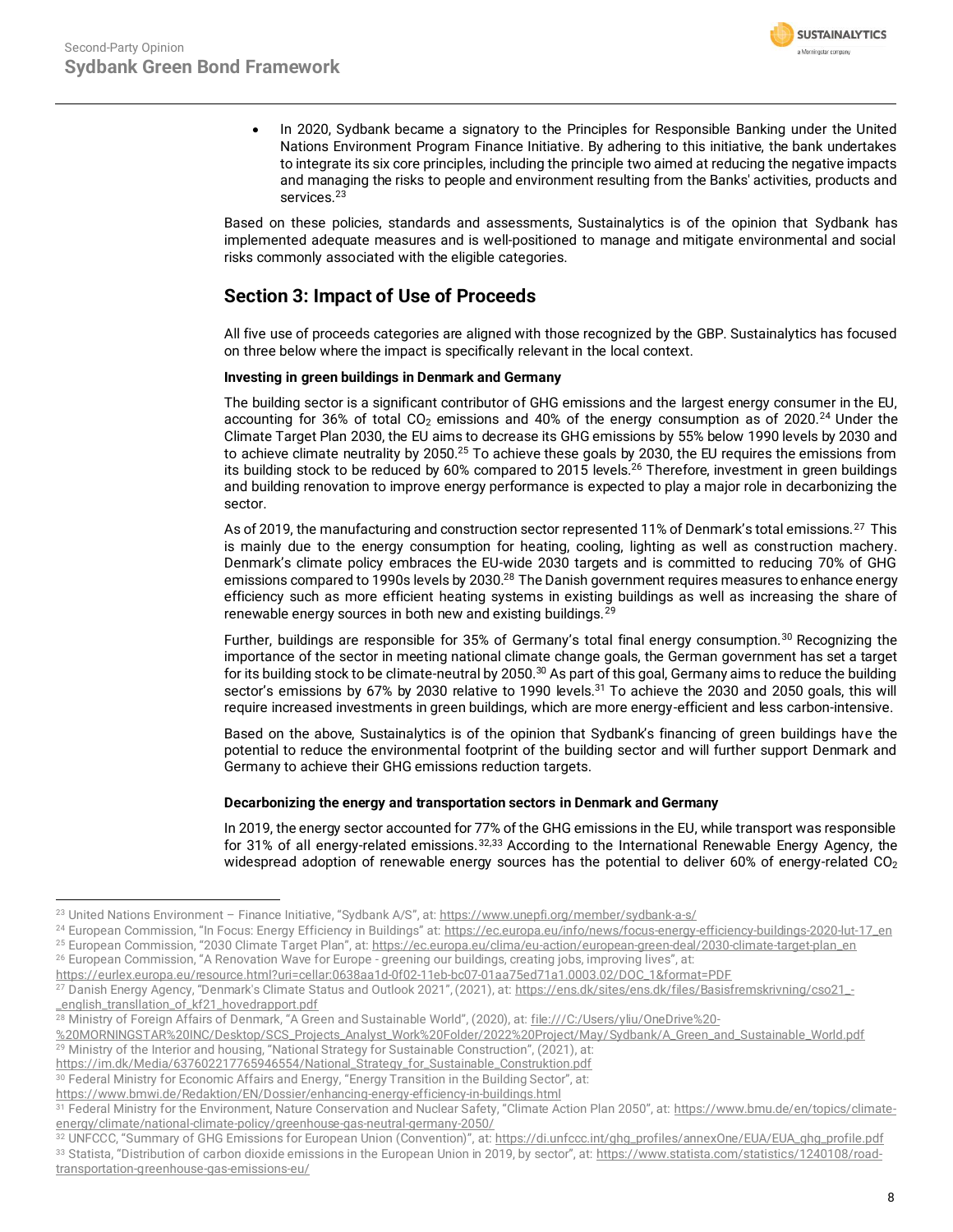- In 2020, Sydbank became a signatory to the Principles for Responsible Banking under the United Nations Environment Program Finance Initiative. By adhering to this initiative, the bank undertakes to integrate its six core principles, including the principle two aimed at reducing the negative impacts and managing the risks to people and environment resulting from the Banks' activities, products and services.[23]

Based on these policies, standards and assessments, Sustainalytics is of the opinion that Sydbank has implemented adequate measures and is well-positioned to manage and mitigate environmental and social risks commonly associated with the eligible categories.

## Section 3: Impact of Use of Proceeds

All five use of proceeds categories are aligned with those recognized by the GBP. Sustainalytics has focused on three below where the impact is specifically relevant in the local context.

**Investing in green buildings in Denmark and Germany**

The building sector is a significant contributor of GHG emissions and the largest energy consumer in the EU, accounting for 36% of total $CO_2$ emissions and 40% of the energy consumption as of 2020.[24] Under the Climate Target Plan 2030, the EU aims to decrease its GHG emissions by 55% below 1990 levels by 2030 and to achieve climate neutrality by 2050.[25] To achieve these goals by 2030, the EU requires the emissions from its building stock to be reduced by 60% compared to 2015 levels.[26] Therefore, investment in green buildings and building renovation to improve energy performance is expected to play a major role in decarbonizing the sector.

As of 2019, the manufacturing and construction sector represented 11% of Denmark's total emissions.[27] This is mainly due to the energy consumption for heating, cooling, lighting as well as construction machery. Denmark's climate policy embraces the EU-wide 2030 targets and is committed to reducing 70% of GHG emissions compared to 1990s levels by 2030.[28] The Danish government requires measures to enhance energy efficiency such as more efficient heating systems in existing buildings as well as increasing the share of renewable energy sources in both new and existing buildings.[29]

Further, buildings are responsible for 35% of Germany's total final energy consumption.[30] Recognizing the importance of the sector in meeting national climate change goals, the German government has set a target for its building stock to be climate-neutral by 2050.[30] As part of this goal, Germany aims to reduce the building sector's emissions by 67% by 2030 relative to 1990 levels.[31] To achieve the 2030 and 2050 goals, this will require increased investments in green buildings, which are more energy-efficient and less carbon-intensive.

Based on the above, Sustainalytics is of the opinion that Sydbank's financing of green buildings have the potential to reduce the environmental footprint of the building sector and will further support Denmark and Germany to achieve their GHG emissions reduction targets.

**Decarbonizing the energy and transportation sectors in Denmark and Germany**

In 2019, the energy sector accounted for 77% of the GHG emissions in the EU, while transport was responsible for 31% of all energy-related emissions.[32,33] According to the International Renewable Energy Agency, the widespread adoption of renewable energy sources has the potential to deliver 60% of energy-related $CO_2$

---

[23] United Nations Environment – Finance Initiative, "Sydbank A/S", at: https://www.unepfi.org/member/sydbank-a-s/

[24] European Commission, "In Focus: Energy Efficiency in Buildings" at: https://ec.europa.eu/info/news/focus-energy-efficiency-buildings-2020-lut-17_en

[25] European Commission, "2030 Climate Target Plan", at: https://ec.europa.eu/clima/eu-action/european-green-deal/2030-climate-target-plan_en

[26] European Commission, "A Renovation Wave for Europe - greening our buildings, creating jobs, improving lives", at: https://eurlex.europa.eu/resource.html?uri=cellar:0638aa1d-0f02-11eb-bc07-01aa75ed71a1.0003.02/DOC_1&format=PDF

[27] Danish Energy Agency, "Denmark's Climate Status and Outlook 2021", (2021), at: https://ens.dk/sites/ens.dk/files/Basisfremskrivning/cso21_-_english_transllation_of_kf21_hovedrapport.pdf

[28] Ministry of Foreign Affairs of Denmark, "A Green and Sustainable World", (2020), at: file:///C:/Users/yliu/OneDrive%20-%20MORNINGSTAR%20INC/Desktop/SCS_Projects_Analyst_Work%20Folder/2022%20Project/May/Sydbank/A_Green_and_Sustainable_World.pdf

[29] Ministry of the Interior and housing, "National Strategy for Sustainable Construction", (2021), at: https://im.dk/Media/637602217765946554/National_Strategy_for_Sustainable_Construktion.pdf

[30] Federal Ministry for Economic Affairs and Energy, "Energy Transition in the Building Sector", at: https://www.bmwi.de/Redaktion/EN/Dossier/enhancing-energy-efficiency-in-buildings.html

[31] Federal Ministry for the Environment, Nature Conservation and Nuclear Safety, "Climate Action Plan 2050", at: https://www.bmu.de/en/topics/climate-energy/climate/national-climate-policy/greenhouse-gas-neutral-germany-2050/

[32] UNFCCC, "Summary of GHG Emissions for European Union (Convention)", at: https://di.unfccc.int/ghg_profiles/annexOne/EUA/EUA_ghg_profile.pdf

[33] Statista, "Distribution of carbon dioxide emissions in the European Union in 2019, by sector", at: https://www.statista.com/statistics/1240108/road-transportation-greenhouse-gas-emissions-eu/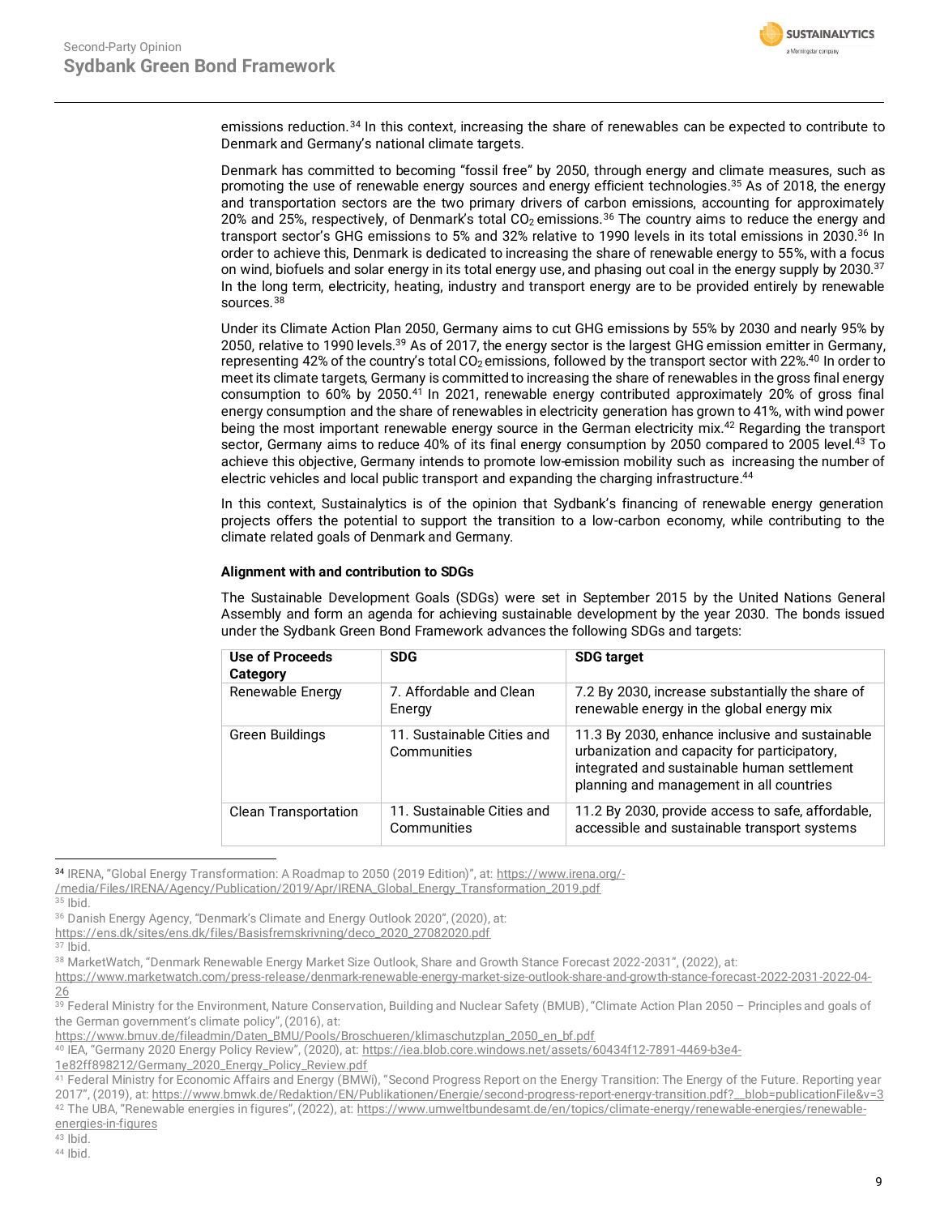emissions reduction.[34] In this context, increasing the share of renewables can be expected to contribute to Denmark and Germany's national climate targets.

Denmark has committed to becoming "fossil free" by 2050, through energy and climate measures, such as promoting the use of renewable energy sources and energy efficient technologies.[35] As of 2018, the energy and transportation sectors are the two primary drivers of carbon emissions, accounting for approximately 20% and 25%, respectively, of Denmark's total $CO_2$ emissions.[36] The country aims to reduce the energy and transport sector's GHG emissions to 5% and 32% relative to 1990 levels in its total emissions in 2030.[36] In order to achieve this, Denmark is dedicated to increasing the share of renewable energy to 55%, with a focus on wind, biofuels and solar energy in its total energy use, and phasing out coal in the energy supply by 2030.[37] In the long term, electricity, heating, industry and transport energy are to be provided entirely by renewable sources.[38]

Under its Climate Action Plan 2050, Germany aims to cut GHG emissions by 55% by 2030 and nearly 95% by 2050, relative to 1990 levels.[39] As of 2017, the energy sector is the largest GHG emission emitter in Germany, representing 42% of the country's total $CO_2$ emissions, followed by the transport sector with 22%.[40] In order to meet its climate targets, Germany is committed to increasing the share of renewables in the gross final energy consumption to 60% by 2050.[41] In 2021, renewable energy contributed approximately 20% of gross final energy consumption and the share of renewables in electricity generation has grown to 41%, with wind power being the most important renewable energy source in the German electricity mix.[42] Regarding the transport sector, Germany aims to reduce 40% of its final energy consumption by 2050 compared to 2005 level.[43] To achieve this objective, Germany intends to promote low-emission mobility such as increasing the number of electric vehicles and local public transport and expanding the charging infrastructure.[44]

In this context, Sustainalytics is of the opinion that Sydbank's financing of renewable energy generation projects offers the potential to support the transition to a low-carbon economy, while contributing to the climate related goals of Denmark and Germany.

**Alignment with and contribution to SDGs**

The Sustainable Development Goals (SDGs) were set in September 2015 by the United Nations General Assembly and form an agenda for achieving sustainable development by the year 2030. The bonds issued under the Sydbank Green Bond Framework advances the following SDGs and targets:

| Use of Proceeds Category | SDG | SDG target |
| --- | --- | --- |
| Renewable Energy | 7. Affordable and Clean Energy | 7.2 By 2030, increase substantially the share of renewable energy in the global energy mix |
| Green Buildings | 11. Sustainable Cities and Communities | 11.3 By 2030, enhance inclusive and sustainable urbanization and capacity for participatory, integrated and sustainable human settlement planning and management in all countries |
| Clean Transportation | 11. Sustainable Cities and Communities | 11.2 By 2030, provide access to safe, affordable, accessible and sustainable transport systems |

---

[34] IRENA, "Global Energy Transformation: A Roadmap to 2050 (2019 Edition)", at: https://www.irena.org/-/media/Files/IRENA/Agency/Publication/2019/Apr/IRENA_Global_Energy_Transformation_2019.pdf

[35] Ibid.

[36] Danish Energy Agency, "Denmark's Climate and Energy Outlook 2020", (2020), at: https://ens.dk/sites/ens.dk/files/Basisfremskrivning/deco_2020_27082020.pdf

[37] Ibid.

[38] MarketWatch, "Denmark Renewable Energy Market Size Outlook, Share and Growth Stance Forecast 2022-2031", (2022), at: https://www.marketwatch.com/press-release/denmark-renewable-energy-market-size-outlook-share-and-growth-stance-forecast-2022-2031-2022-04-26

[39] Federal Ministry for the Environment, Nature Conservation, Building and Nuclear Safety (BMUB), "Climate Action Plan 2050 – Principles and goals of the German government's climate policy", (2016), at: https://www.bmuv.de/fileadmin/Daten_BMU/Pools/Broschueren/klimaschutzplan_2050_en_bf.pdf

[40] IEA, "Germany 2020 Energy Policy Review", (2020), at: https://iea.blob.core.windows.net/assets/60434f12-7891-4469-b3e4-1e82ff898212/Germany_2020_Energy_Policy_Review.pdf

[41] Federal Ministry for Economic Affairs and Energy (BMWi), "Second Progress Report on the Energy Transition: The Energy of the Future. Reporting year 2017", (2019), at: https://www.bmwk.de/Redaktion/EN/Publikationen/Energie/second-progress-report-energy-transition.pdf?__blob=publicationFile&v=3

[42] The UBA, "Renewable energies in figures", (2022), at: https://www.umweltbundesamt.de/en/topics/climate-energy/renewable-energies/renewable-energies-in-figures

[43] Ibid.

[44] Ibid.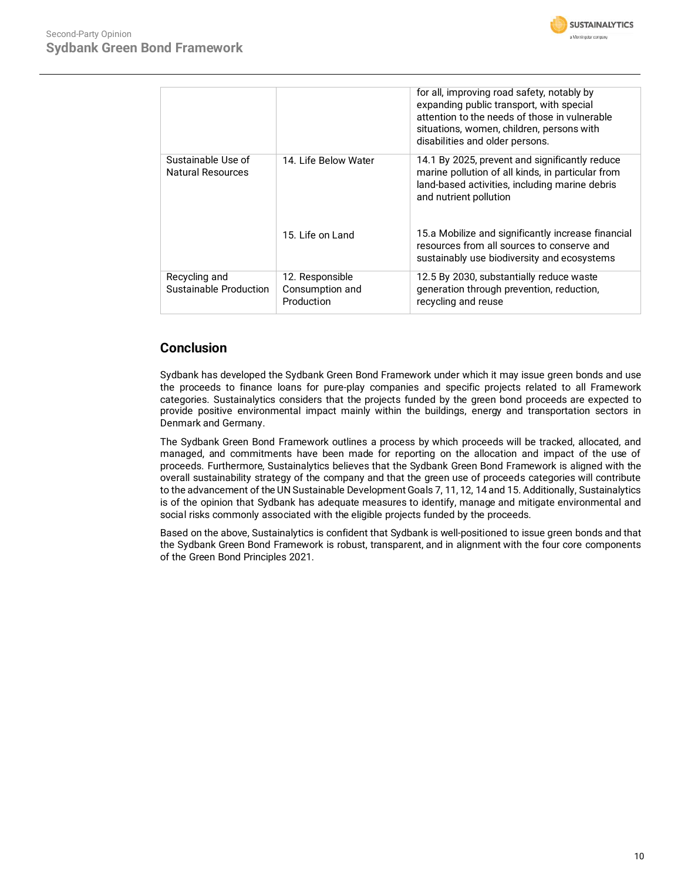| | | |
|---|---|---|
| | | for all, improving road safety, notably by expanding public transport, with special attention to the needs of those in vulnerable situations, women, children, persons with disabilities and older persons. |
| Sustainable Use of Natural Resources | 14. Life Below Water | 14.1 By 2025, prevent and significantly reduce marine pollution of all kinds, in particular from land-based activities, including marine debris and nutrient pollution |
| | 15. Life on Land | 15.a Mobilize and significantly increase financial resources from all sources to conserve and sustainably use biodiversity and ecosystems |
| Recycling and Sustainable Production | 12. Responsible Consumption and Production | 12.5 By 2030, substantially reduce waste generation through prevention, reduction, recycling and reuse |

## Conclusion

Sydbank has developed the Sydbank Green Bond Framework under which it may issue green bonds and use the proceeds to finance loans for pure-play companies and specific projects related to all Framework categories. Sustainalytics considers that the projects funded by the green bond proceeds are expected to provide positive environmental impact mainly within the buildings, energy and transportation sectors in Denmark and Germany.

The Sydbank Green Bond Framework outlines a process by which proceeds will be tracked, allocated, and managed, and commitments have been made for reporting on the allocation and impact of the use of proceeds. Furthermore, Sustainalytics believes that the Sydbank Green Bond Framework is aligned with the overall sustainability strategy of the company and that the green use of proceeds categories will contribute to the advancement of the UN Sustainable Development Goals 7, 11, 12, 14 and 15. Additionally, Sustainalytics is of the opinion that Sydbank has adequate measures to identify, manage and mitigate environmental and social risks commonly associated with the eligible projects funded by the proceeds.

Based on the above, Sustainalytics is confident that Sydbank is well-positioned to issue green bonds and that the Sydbank Green Bond Framework is robust, transparent, and in alignment with the four core components of the Green Bond Principles 2021.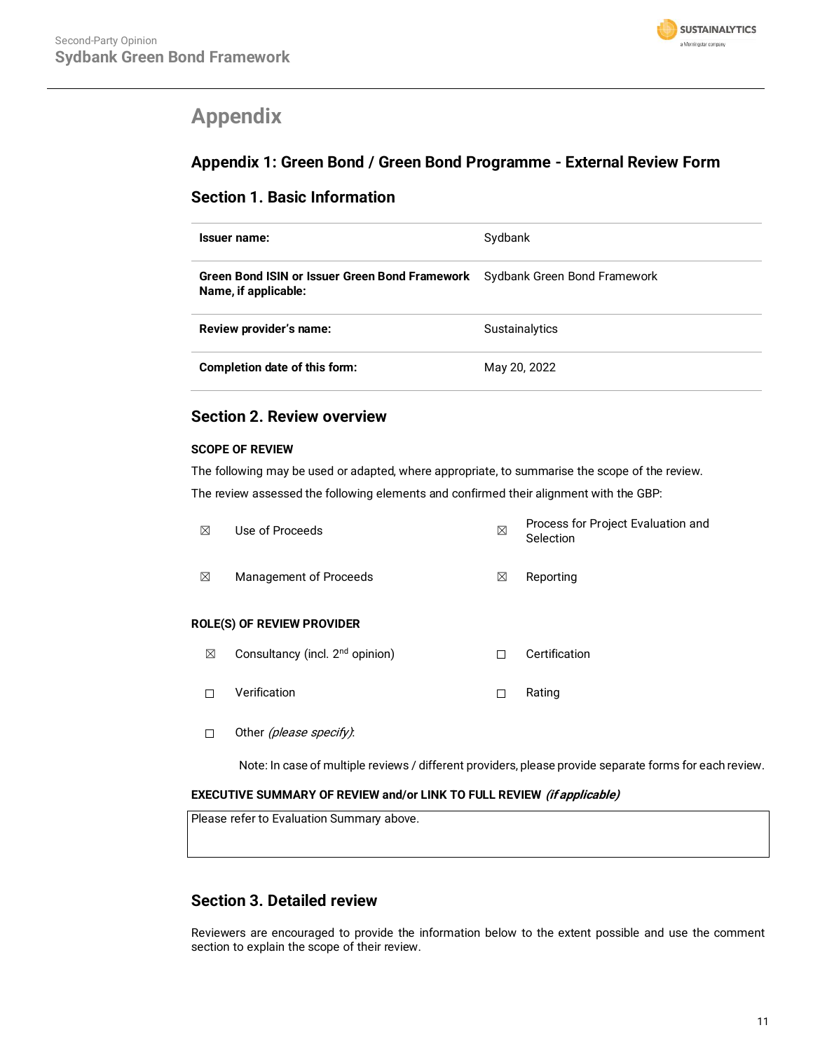# Appendix

## Appendix 1: Green Bond / Green Bond Programme - External Review Form

### Section 1. Basic Information

| | |
|---|---|
| **Issuer name:** | Sydbank |
| **Green Bond ISIN or Issuer Green Bond Framework Name, if applicable:** | Sydbank Green Bond Framework |
| **Review provider's name:** | Sustainalytics |
| **Completion date of this form:** | May 20, 2022 |

### Section 2. Review overview

**SCOPE OF REVIEW**

The following may be used or adapted, where appropriate, to summarise the scope of the review.

The review assessed the following elements and confirmed their alignment with the GBP:

| | | | |
|---|---|---|---|
| ☒ | Use of Proceeds | ☒ | Process for Project Evaluation and Selection |
| ☒ | Management of Proceeds | ☒ | Reporting |

**ROLE(S) OF REVIEW PROVIDER**

| | | | |
|---|---|---|---|
| ☒ | Consultancy (incl. 2nd opinion) | ☐ | Certification |
| ☐ | Verification | ☐ | Rating |
| ☐ | Other *(please specify)*: | | |

Note: In case of multiple reviews / different providers, please provide separate forms for each review.

**EXECUTIVE SUMMARY OF REVIEW and/or LINK TO FULL REVIEW** ***(if applicable)***

Please refer to Evaluation Summary above.

### Section 3. Detailed review

Reviewers are encouraged to provide the information below to the extent possible and use the comment section to explain the scope of their review.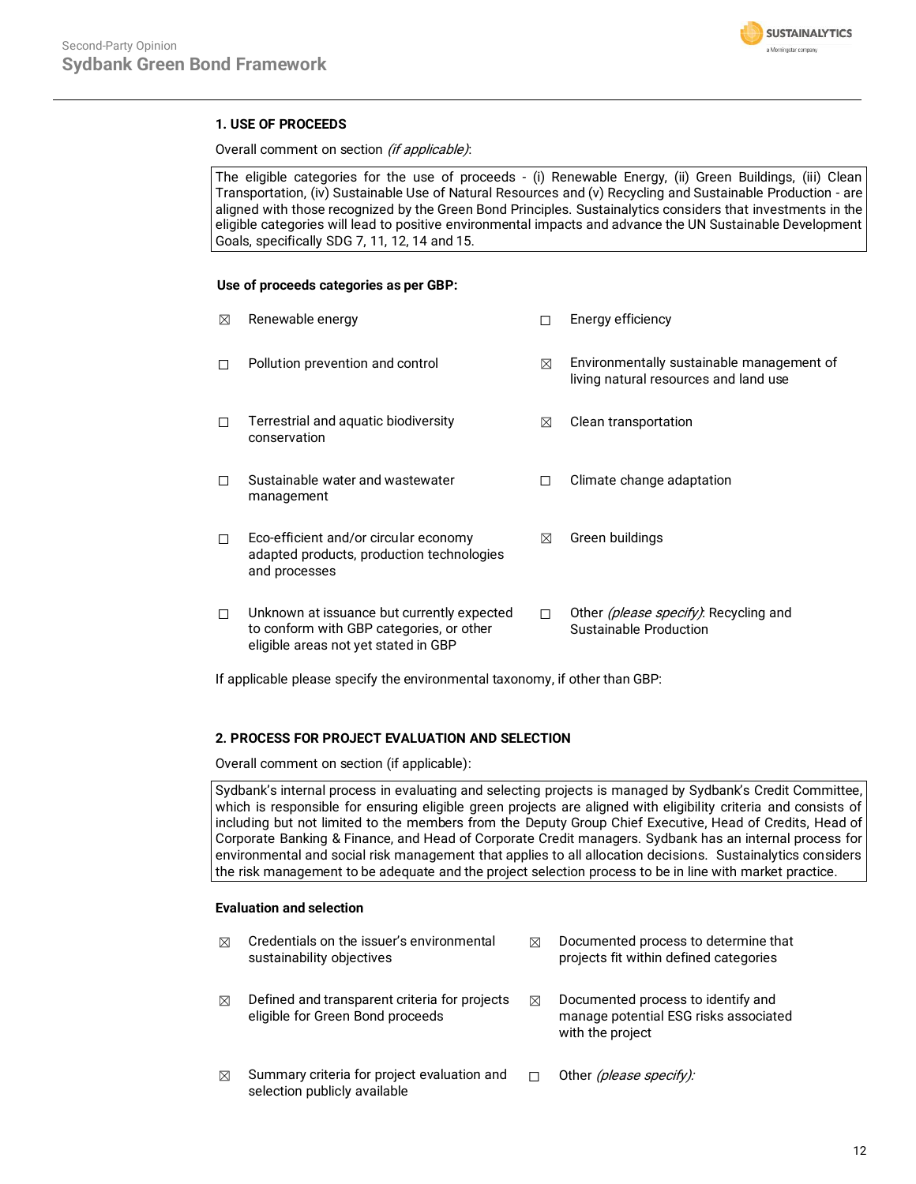## 1. USE OF PROCEEDS

Overall comment on section *(if applicable)*:

| The eligible categories for the use of proceeds - (i) Renewable Energy, (ii) Green Buildings, (iii) Clean Transportation, (iv) Sustainable Use of Natural Resources and (v) Recycling and Sustainable Production - are aligned with those recognized by the Green Bond Principles. Sustainalytics considers that investments in the eligible categories will lead to positive environmental impacts and advance the UN Sustainable Development Goals, specifically SDG 7, 11, 12, 14 and 15. |
|---|

**Use of proceeds categories as per GBP:**

- ☒ Renewable energy
- ☐ Energy efficiency
- ☐ Pollution prevention and control
- ☒ Environmentally sustainable management of living natural resources and land use
- ☐ Terrestrial and aquatic biodiversity conservation
- ☒ Clean transportation
- ☐ Sustainable water and wastewater management
- ☐ Climate change adaptation
- ☐ Eco-efficient and/or circular economy adapted products, production technologies and processes
- ☒ Green buildings
- ☐ Unknown at issuance but currently expected to conform with GBP categories, or other eligible areas not yet stated in GBP
- ☐ Other *(please specify)*: Recycling and Sustainable Production

If applicable please specify the environmental taxonomy, if other than GBP:

## 2. PROCESS FOR PROJECT EVALUATION AND SELECTION

Overall comment on section (if applicable):

| Sydbank's internal process in evaluating and selecting projects is managed by Sydbank's Credit Committee, which is responsible for ensuring eligible green projects are aligned with eligibility criteria and consists of including but not limited to the members from the Deputy Group Chief Executive, Head of Credits, Head of Corporate Banking & Finance, and Head of Corporate Credit managers. Sydbank has an internal process for environmental and social risk management that applies to all allocation decisions. Sustainalytics considers the risk management to be adequate and the project selection process to be in line with market practice. |
|---|

**Evaluation and selection**

- ☒ Credentials on the issuer's environmental sustainability objectives
- ☒ Documented process to determine that projects fit within defined categories
- ☒ Defined and transparent criteria for projects eligible for Green Bond proceeds
- ☒ Documented process to identify and manage potential ESG risks associated with the project
- ☒ Summary criteria for project evaluation and selection publicly available
- ☐ Other *(please specify)*: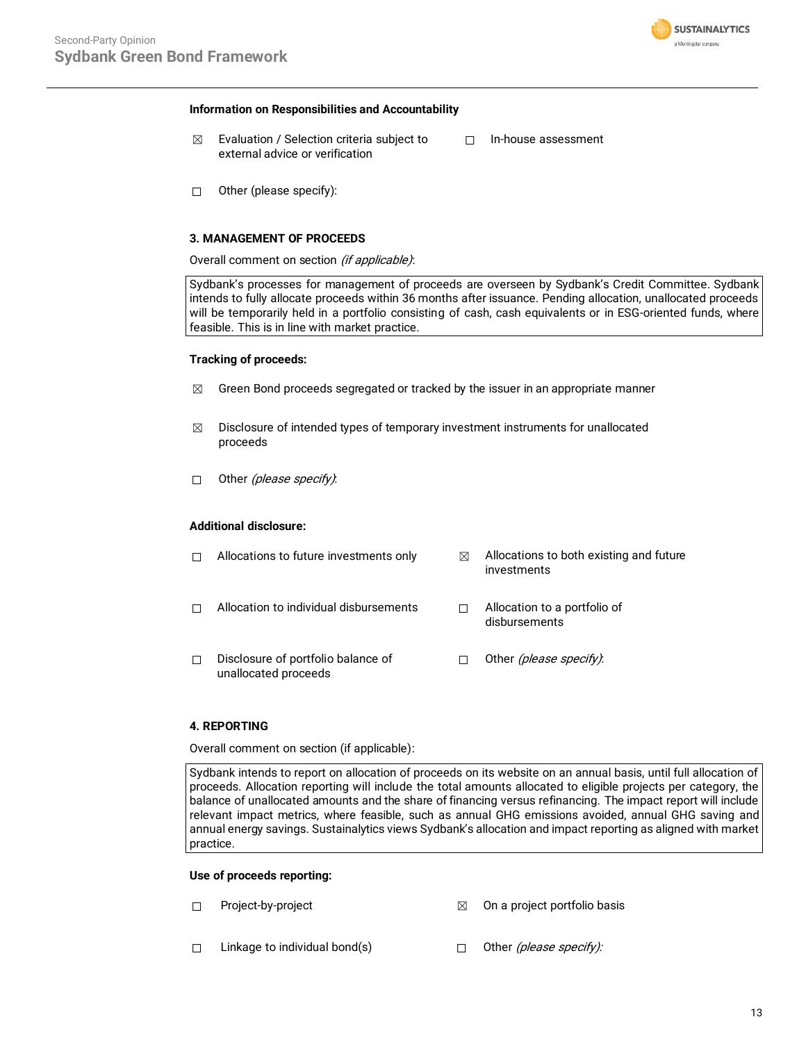**Information on Responsibilities and Accountability**

☒ Evaluation / Selection criteria subject to external advice or verification

☐ In-house assessment

☐ Other (please specify):

**3. MANAGEMENT OF PROCEEDS**

Overall comment on section *(if applicable)*:

| Sydbank's processes for management of proceeds are overseen by Sydbank's Credit Committee. Sydbank intends to fully allocate proceeds within 36 months after issuance. Pending allocation, unallocated proceeds will be temporarily held in a portfolio consisting of cash, cash equivalents or in ESG-oriented funds, where feasible. This is in line with market practice. |
|---|

**Tracking of proceeds:**

☒ Green Bond proceeds segregated or tracked by the issuer in an appropriate manner

☒ Disclosure of intended types of temporary investment instruments for unallocated proceeds

☐ Other *(please specify)*:

**Additional disclosure:**

☐ Allocations to future investments only

☒ Allocations to both existing and future investments

☐ Allocation to individual disbursements

☐ Allocation to a portfolio of disbursements

☐ Disclosure of portfolio balance of unallocated proceeds

☐ Other *(please specify)*:

**4. REPORTING**

Overall comment on section (if applicable):

| Sydbank intends to report on allocation of proceeds on its website on an annual basis, until full allocation of proceeds. Allocation reporting will include the total amounts allocated to eligible projects per category, the balance of unallocated amounts and the share of financing versus refinancing. The impact report will include relevant impact metrics, where feasible, such as annual GHG emissions avoided, annual GHG saving and annual energy savings. Sustainalytics views Sydbank's allocation and impact reporting as aligned with market practice. |
|---|

**Use of proceeds reporting:**

☐ Project-by-project

☒ On a project portfolio basis

☐ Linkage to individual bond(s)

☐ Other *(please specify)*: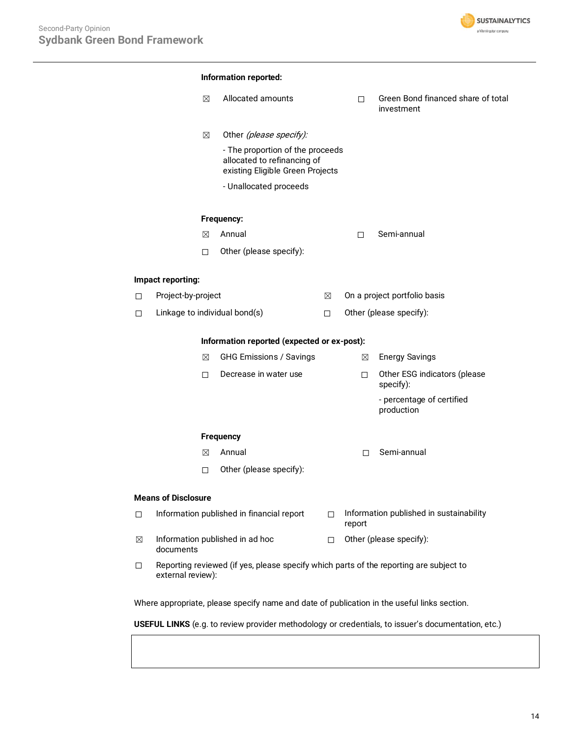**Information reported:**

- ☒ Allocated amounts
- ☐ Green Bond financed share of total investment
- ☒ Other *(please specify):*
  - The proportion of the proceeds allocated to refinancing of existing Eligible Green Projects
  - Unallocated proceeds

**Frequency:**

- ☒ Annual
- ☐ Semi-annual
- ☐ Other (please specify):

**Impact reporting:**

- ☐ Project-by-project
- ☒ On a project portfolio basis
- ☐ Linkage to individual bond(s)
- ☐ Other (please specify):

**Information reported (expected or ex-post):**

- ☒ GHG Emissions / Savings
- ☒ Energy Savings
- ☐ Decrease in water use
- ☐ Other ESG indicators (please specify):
  - percentage of certified production

**Frequency**

- ☒ Annual
- ☐ Semi-annual
- ☐ Other (please specify):

**Means of Disclosure**

- ☐ Information published in financial report
- ☐ Information published in sustainability report
- ☒ Information published in ad hoc documents
- ☐ Other (please specify):
- ☐ Reporting reviewed (if yes, please specify which parts of the reporting are subject to external review):

Where appropriate, please specify name and date of publication in the useful links section.

**USEFUL LINKS** (e.g. to review provider methodology or credentials, to issuer's documentation, etc.)

| |
|---|
| |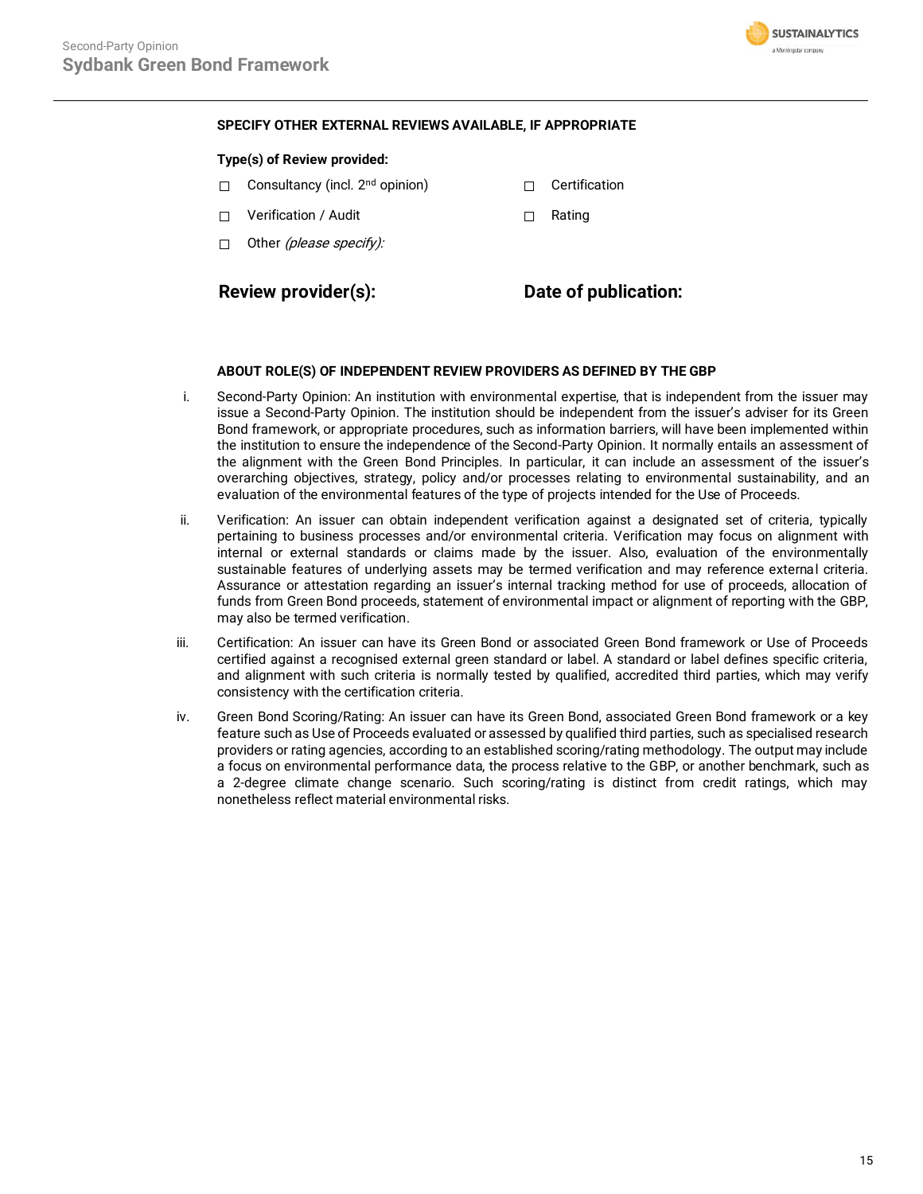**SPECIFY OTHER EXTERNAL REVIEWS AVAILABLE, IF APPROPRIATE**

**Type(s) of Review provided:**

- ☐ Consultancy (incl. 2nd opinion)
- ☐ Certification
- ☐ Verification / Audit
- ☐ Rating
- ☐ Other *(please specify):*

**Review provider(s):** | **Date of publication:**

**ABOUT ROLE(S) OF INDEPENDENT REVIEW PROVIDERS AS DEFINED BY THE GBP**

i. Second-Party Opinion: An institution with environmental expertise, that is independent from the issuer may issue a Second-Party Opinion. The institution should be independent from the issuer's adviser for its Green Bond framework, or appropriate procedures, such as information barriers, will have been implemented within the institution to ensure the independence of the Second-Party Opinion. It normally entails an assessment of the alignment with the Green Bond Principles. In particular, it can include an assessment of the issuer's overarching objectives, strategy, policy and/or processes relating to environmental sustainability, and an evaluation of the environmental features of the type of projects intended for the Use of Proceeds.

ii. Verification: An issuer can obtain independent verification against a designated set of criteria, typically pertaining to business processes and/or environmental criteria. Verification may focus on alignment with internal or external standards or claims made by the issuer. Also, evaluation of the environmentally sustainable features of underlying assets may be termed verification and may reference external criteria. Assurance or attestation regarding an issuer's internal tracking method for use of proceeds, allocation of funds from Green Bond proceeds, statement of environmental impact or alignment of reporting with the GBP, may also be termed verification.

iii. Certification: An issuer can have its Green Bond or associated Green Bond framework or Use of Proceeds certified against a recognised external green standard or label. A standard or label defines specific criteria, and alignment with such criteria is normally tested by qualified, accredited third parties, which may verify consistency with the certification criteria.

iv. Green Bond Scoring/Rating: An issuer can have its Green Bond, associated Green Bond framework or a key feature such as Use of Proceeds evaluated or assessed by qualified third parties, such as specialised research providers or rating agencies, according to an established scoring/rating methodology. The output may include a focus on environmental performance data, the process relative to the GBP, or another benchmark, such as a 2-degree climate change scenario. Such scoring/rating is distinct from credit ratings, which may nonetheless reflect material environmental risks.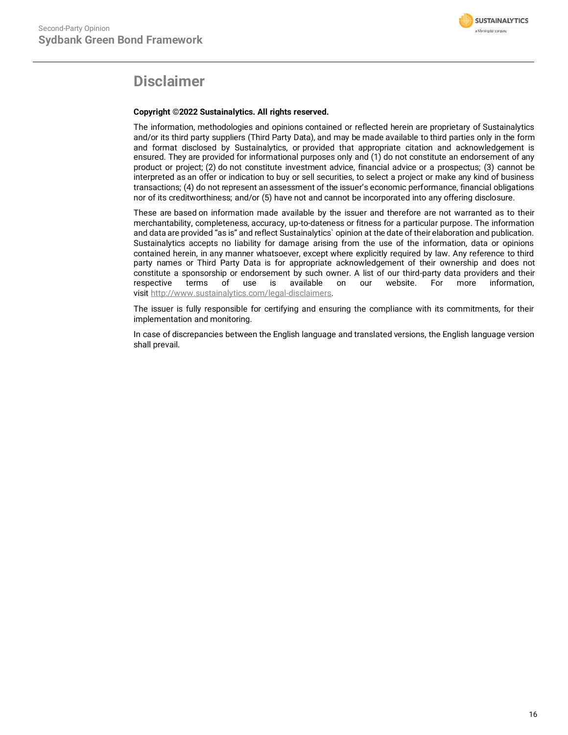# Disclaimer

**Copyright ©2022 Sustainalytics. All rights reserved.**

The information, methodologies and opinions contained or reflected herein are proprietary of Sustainalytics and/or its third party suppliers (Third Party Data), and may be made available to third parties only in the form and format disclosed by Sustainalytics, or provided that appropriate citation and acknowledgement is ensured. They are provided for informational purposes only and (1) do not constitute an endorsement of any product or project; (2) do not constitute investment advice, financial advice or a prospectus; (3) cannot be interpreted as an offer or indication to buy or sell securities, to select a project or make any kind of business transactions; (4) do not represent an assessment of the issuer's economic performance, financial obligations nor of its creditworthiness; and/or (5) have not and cannot be incorporated into any offering disclosure.

These are based on information made available by the issuer and therefore are not warranted as to their merchantability, completeness, accuracy, up-to-dateness or fitness for a particular purpose. The information and data are provided "as is" and reflect Sustainalytics` opinion at the date of their elaboration and publication. Sustainalytics accepts no liability for damage arising from the use of the information, data or opinions contained herein, in any manner whatsoever, except where explicitly required by law. Any reference to third party names or Third Party Data is for appropriate acknowledgement of their ownership and does not constitute a sponsorship or endorsement by such owner. A list of our third-party data providers and their respective terms of use is available on our website. For more information, visit http://www.sustainalytics.com/legal-disclaimers.

The issuer is fully responsible for certifying and ensuring the compliance with its commitments, for their implementation and monitoring.

In case of discrepancies between the English language and translated versions, the English language version shall prevail.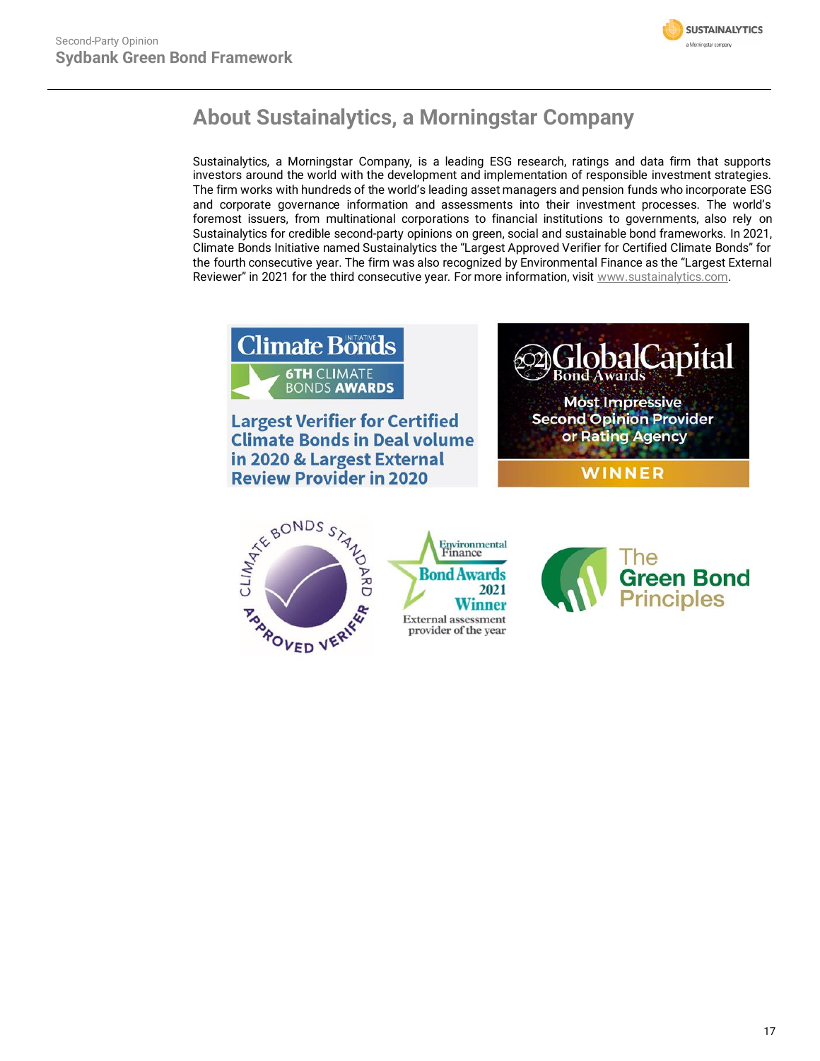## About Sustainalytics, a Morningstar Company

Sustainalytics, a Morningstar Company, is a leading ESG research, ratings and data firm that supports investors around the world with the development and implementation of responsible investment strategies. The firm works with hundreds of the world's leading asset managers and pension funds who incorporate ESG and corporate governance information and assessments into their investment processes. The world's foremost issuers, from multinational corporations to financial institutions to governments, also rely on Sustainalytics for credible second-party opinions on green, social and sustainable bond frameworks. In 2021, Climate Bonds Initiative named Sustainalytics the "Largest Approved Verifier for Certified Climate Bonds" for the fourth consecutive year. The firm was also recognized by Environmental Finance as the "Largest External Reviewer" in 2021 for the third consecutive year. For more information, visit www.sustainalytics.com.

Climate Bonds Initiative
6TH CLIMATE BONDS AWARDS
Largest Verifier for Certified Climate Bonds in Deal volume in 2020 & Largest External Review Provider in 2020

2021 GlobalCapital Bond Awards
Most Impressive Second Opinion Provider or Rating Agency
WINNER

Climate Bonds Standard Approved Verifier

Environmental Finance Bond Awards 2021 Winner
External assessment provider of the year

The Green Bond Principles